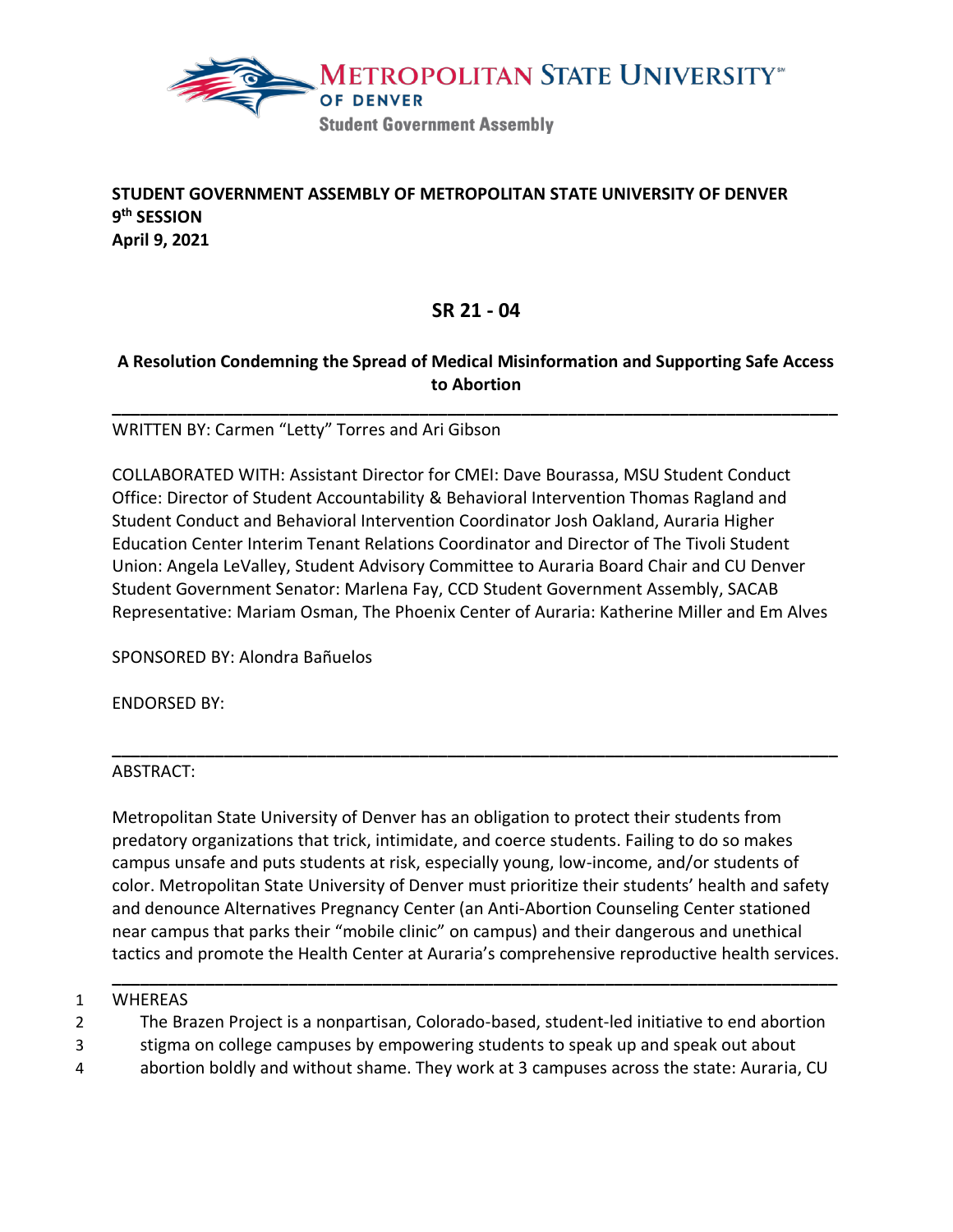Metropolitan State University of Denver
Student Government Assembly

**STUDENT GOVERNMENT ASSEMBLY OF METROPOLITAN STATE UNIVERSITY OF DENVER**
**9th SESSION**
**April 9, 2021**

## SR 21 - 04

### A Resolution Condemning the Spread of Medical Misinformation and Supporting Safe Access to Abortion

---

WRITTEN BY: Carmen "Letty" Torres and Ari Gibson

COLLABORATED WITH: Assistant Director for CMEI: Dave Bourassa, MSU Student Conduct Office: Director of Student Accountability & Behavioral Intervention Thomas Ragland and Student Conduct and Behavioral Intervention Coordinator Josh Oakland, Auraria Higher Education Center Interim Tenant Relations Coordinator and Director of The Tivoli Student Union: Angela LeValley, Student Advisory Committee to Auraria Board Chair and CU Denver Student Government Senator: Marlena Fay, CCD Student Government Assembly, SACAB Representative: Mariam Osman, The Phoenix Center of Auraria: Katherine Miller and Em Alves

SPONSORED BY: Alondra Bañuelos

ENDORSED BY:

---

ABSTRACT:

Metropolitan State University of Denver has an obligation to protect their students from predatory organizations that trick, intimidate, and coerce students. Failing to do so makes campus unsafe and puts students at risk, especially young, low-income, and/or students of color. Metropolitan State University of Denver must prioritize their students' health and safety and denounce Alternatives Pregnancy Center (an Anti-Abortion Counseling Center stationed near campus that parks their "mobile clinic" on campus) and their dangerous and unethical tactics and promote the Health Center at Auraria's comprehensive reproductive health services.

---

1 WHEREAS
2 The Brazen Project is a nonpartisan, Colorado-based, student-led initiative to end abortion
3 stigma on college campuses by empowering students to speak up and speak out about
4 abortion boldly and without shame. They work at 3 campuses across the state: Auraria, CU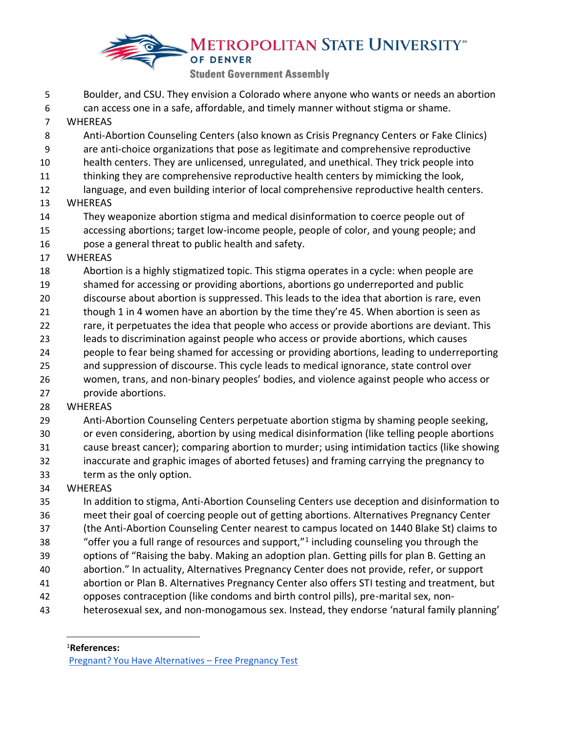Boulder, and CSU. They envision a Colorado where anyone who wants or needs an abortion can access one in a safe, affordable, and timely manner without stigma or shame.

WHEREAS

Anti-Abortion Counseling Centers (also known as Crisis Pregnancy Centers or Fake Clinics) are anti-choice organizations that pose as legitimate and comprehensive reproductive health centers. They are unlicensed, unregulated, and unethical. They trick people into thinking they are comprehensive reproductive health centers by mimicking the look, language, and even building interior of local comprehensive reproductive health centers.

WHEREAS

They weaponize abortion stigma and medical disinformation to coerce people out of accessing abortions; target low-income people, people of color, and young people; and pose a general threat to public health and safety.

WHEREAS

Abortion is a highly stigmatized topic. This stigma operates in a cycle: when people are shamed for accessing or providing abortions, abortions go underreported and public discourse about abortion is suppressed. This leads to the idea that abortion is rare, even though 1 in 4 women have an abortion by the time they're 45. When abortion is seen as rare, it perpetuates the idea that people who access or provide abortions are deviant. This leads to discrimination against people who access or provide abortions, which causes people to fear being shamed for accessing or providing abortions, leading to underreporting and suppression of discourse. This cycle leads to medical ignorance, state control over women, trans, and non-binary peoples' bodies, and violence against people who access or provide abortions.

WHEREAS

Anti-Abortion Counseling Centers perpetuate abortion stigma by shaming people seeking, or even considering, abortion by using medical disinformation (like telling people abortions cause breast cancer); comparing abortion to murder; using intimidation tactics (like showing inaccurate and graphic images of aborted fetuses) and framing carrying the pregnancy to term as the only option.

WHEREAS

In addition to stigma, Anti-Abortion Counseling Centers use deception and disinformation to meet their goal of coercing people out of getting abortions. Alternatives Pregnancy Center (the Anti-Abortion Counseling Center nearest to campus located on 1440 Blake St) claims to "offer you a full range of resources and support,"[1] including counseling you through the options of "Raising the baby. Making an adoption plan. Getting pills for plan B. Getting an abortion." In actuality, Alternatives Pregnancy Center does not provide, refer, or support abortion or Plan B. Alternatives Pregnancy Center also offers STI testing and treatment, but opposes contraception (like condoms and birth control pills), pre-marital sex, non-heterosexual sex, and non-monogamous sex. Instead, they endorse 'natural family planning'

---

[1]**References:**
Pregnant? You Have Alternatives – Free Pregnancy Test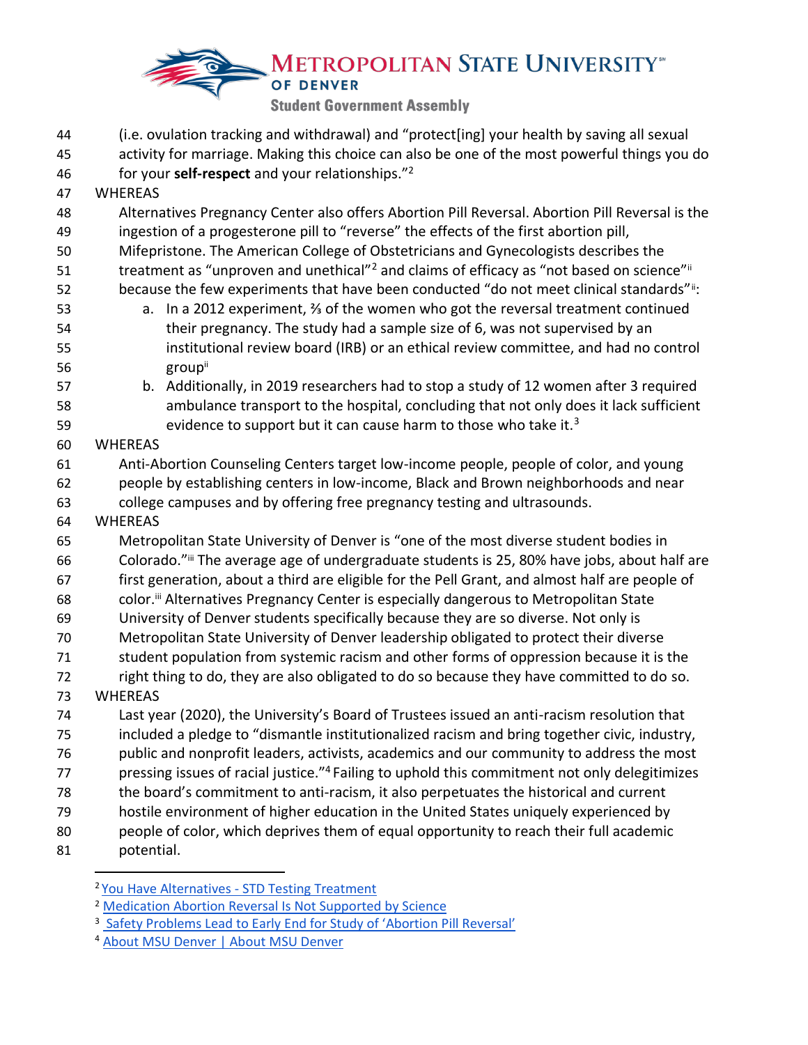(i.e. ovulation tracking and withdrawal) and "protect[ing] your health by saving all sexual activity for marriage. Making this choice can also be one of the most powerful things you do for your **self-respect** and your relationships."[2]

WHEREAS

Alternatives Pregnancy Center also offers Abortion Pill Reversal. Abortion Pill Reversal is the ingestion of a progesterone pill to "reverse" the effects of the first abortion pill, Mifepristone. The American College of Obstetricians and Gynecologists describes the treatment as "unproven and unethical"[2] and claims of efficacy as "not based on science"[ii] because the few experiments that have been conducted "do not meet clinical standards"[ii]:

a. In a 2012 experiment, ⅔ of the women who got the reversal treatment continued their pregnancy. The study had a sample size of 6, was not supervised by an institutional review board (IRB) or an ethical review committee, and had no control group[ii]
b. Additionally, in 2019 researchers had to stop a study of 12 women after 3 required ambulance transport to the hospital, concluding that not only does it lack sufficient evidence to support but it can cause harm to those who take it.[3]

WHEREAS

Anti-Abortion Counseling Centers target low-income people, people of color, and young people by establishing centers in low-income, Black and Brown neighborhoods and near college campuses and by offering free pregnancy testing and ultrasounds.

WHEREAS

Metropolitan State University of Denver is "one of the most diverse student bodies in Colorado."[iii] The average age of undergraduate students is 25, 80% have jobs, about half are first generation, about a third are eligible for the Pell Grant, and almost half are people of color.[iii] Alternatives Pregnancy Center is especially dangerous to Metropolitan State University of Denver students specifically because they are so diverse. Not only is Metropolitan State University of Denver leadership obligated to protect their diverse student population from systemic racism and other forms of oppression because it is the right thing to do, they are also obligated to do so because they have committed to do so.

WHEREAS

Last year (2020), the University's Board of Trustees issued an anti-racism resolution that included a pledge to "dismantle institutionalized racism and bring together civic, industry, public and nonprofit leaders, activists, academics and our community to address the most pressing issues of racial justice."[4] Failing to uphold this commitment not only delegitimizes the board's commitment to anti-racism, it also perpetuates the historical and current hostile environment of higher education in the United States uniquely experienced by people of color, which deprives them of equal opportunity to reach their full academic potential.

---

[2] You Have Alternatives - STD Testing Treatment

[2] Medication Abortion Reversal Is Not Supported by Science

[3] Safety Problems Lead to Early End for Study of 'Abortion Pill Reversal'

[4] About MSU Denver | About MSU Denver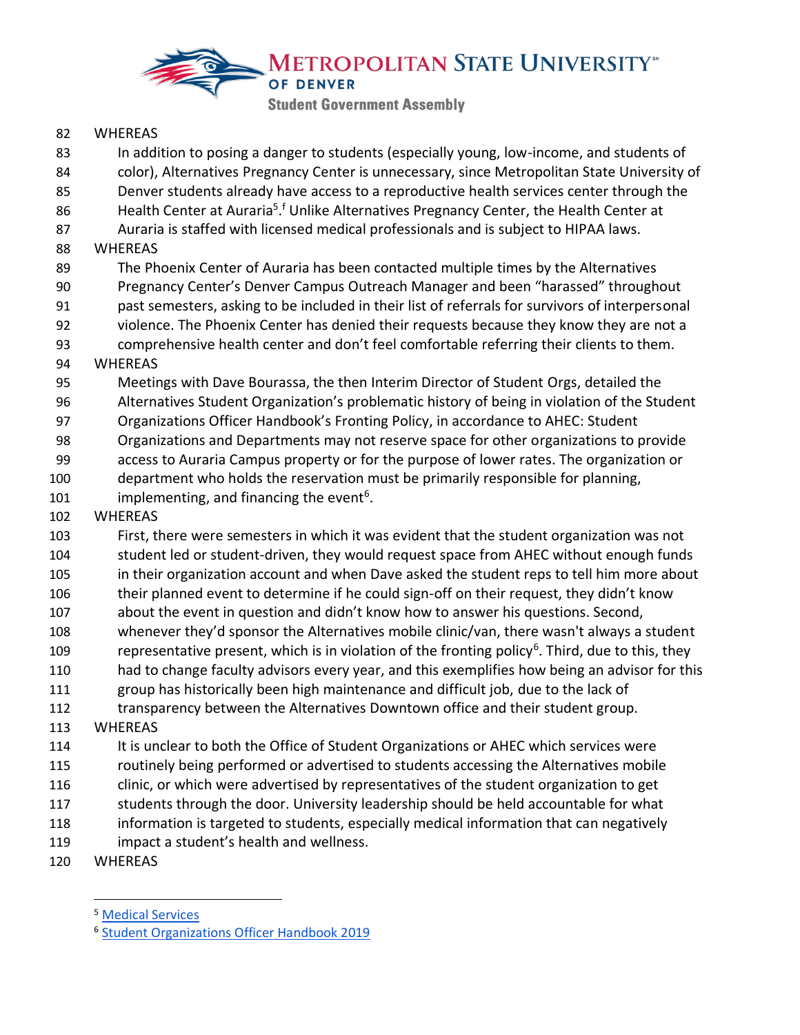WHEREAS

In addition to posing a danger to students (especially young, low-income, and students of color), Alternatives Pregnancy Center is unnecessary, since Metropolitan State University of Denver students already have access to a reproductive health services center through the Health Center at Auraria[5].[f] Unlike Alternatives Pregnancy Center, the Health Center at Auraria is staffed with licensed medical professionals and is subject to HIPAA laws.

WHEREAS

The Phoenix Center of Auraria has been contacted multiple times by the Alternatives Pregnancy Center's Denver Campus Outreach Manager and been "harassed" throughout past semesters, asking to be included in their list of referrals for survivors of interpersonal violence. The Phoenix Center has denied their requests because they know they are not a comprehensive health center and don't feel comfortable referring their clients to them.

WHEREAS

Meetings with Dave Bourassa, the then Interim Director of Student Orgs, detailed the Alternatives Student Organization's problematic history of being in violation of the Student Organizations Officer Handbook's Fronting Policy, in accordance to AHEC: Student Organizations and Departments may not reserve space for other organizations to provide access to Auraria Campus property or for the purpose of lower rates. The organization or department who holds the reservation must be primarily responsible for planning, implementing, and financing the event[6].

WHEREAS

First, there were semesters in which it was evident that the student organization was not student led or student-driven, they would request space from AHEC without enough funds in their organization account and when Dave asked the student reps to tell him more about their planned event to determine if he could sign-off on their request, they didn't know about the event in question and didn't know how to answer his questions. Second, whenever they'd sponsor the Alternatives mobile clinic/van, there wasn't always a student representative present, which is in violation of the fronting policy[6]. Third, due to this, they had to change faculty advisors every year, and this exemplifies how being an advisor for this group has historically been high maintenance and difficult job, due to the lack of transparency between the Alternatives Downtown office and their student group.

WHEREAS

It is unclear to both the Office of Student Organizations or AHEC which services were routinely being performed or advertised to students accessing the Alternatives mobile clinic, or which were advertised by representatives of the student organization to get students through the door. University leadership should be held accountable for what information is targeted to students, especially medical information that can negatively impact a student's health and wellness.

WHEREAS

---

[5] Medical Services

[6] Student Organizations Officer Handbook 2019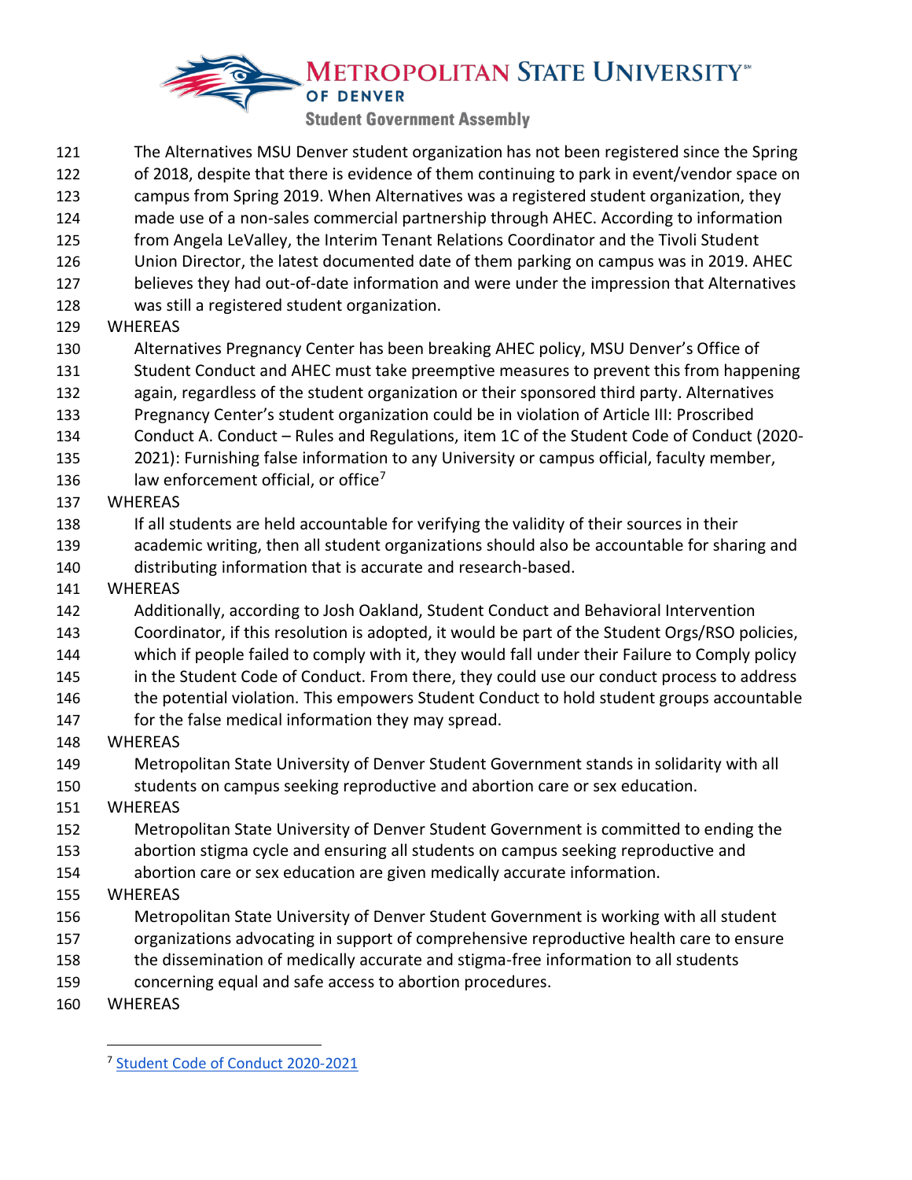The Alternatives MSU Denver student organization has not been registered since the Spring of 2018, despite that there is evidence of them continuing to park in event/vendor space on campus from Spring 2019. When Alternatives was a registered student organization, they made use of a non-sales commercial partnership through AHEC. According to information from Angela LeValley, the Interim Tenant Relations Coordinator and the Tivoli Student Union Director, the latest documented date of them parking on campus was in 2019. AHEC believes they had out-of-date information and were under the impression that Alternatives was still a registered student organization.

WHEREAS

Alternatives Pregnancy Center has been breaking AHEC policy, MSU Denver's Office of Student Conduct and AHEC must take preemptive measures to prevent this from happening again, regardless of the student organization or their sponsored third party. Alternatives Pregnancy Center's student organization could be in violation of Article III: Proscribed Conduct A. Conduct – Rules and Regulations, item 1C of the Student Code of Conduct (2020-2021): Furnishing false information to any University or campus official, faculty member, law enforcement official, or office[7]

WHEREAS

If all students are held accountable for verifying the validity of their sources in their academic writing, then all student organizations should also be accountable for sharing and distributing information that is accurate and research-based.

WHEREAS

Additionally, according to Josh Oakland, Student Conduct and Behavioral Intervention Coordinator, if this resolution is adopted, it would be part of the Student Orgs/RSO policies, which if people failed to comply with it, they would fall under their Failure to Comply policy in the Student Code of Conduct. From there, they could use our conduct process to address the potential violation. This empowers Student Conduct to hold student groups accountable for the false medical information they may spread.

WHEREAS

Metropolitan State University of Denver Student Government stands in solidarity with all students on campus seeking reproductive and abortion care or sex education.

WHEREAS

Metropolitan State University of Denver Student Government is committed to ending the abortion stigma cycle and ensuring all students on campus seeking reproductive and abortion care or sex education are given medically accurate information.

WHEREAS

Metropolitan State University of Denver Student Government is working with all student organizations advocating in support of comprehensive reproductive health care to ensure the dissemination of medically accurate and stigma-free information to all students concerning equal and safe access to abortion procedures.

WHEREAS

[7] Student Code of Conduct 2020-2021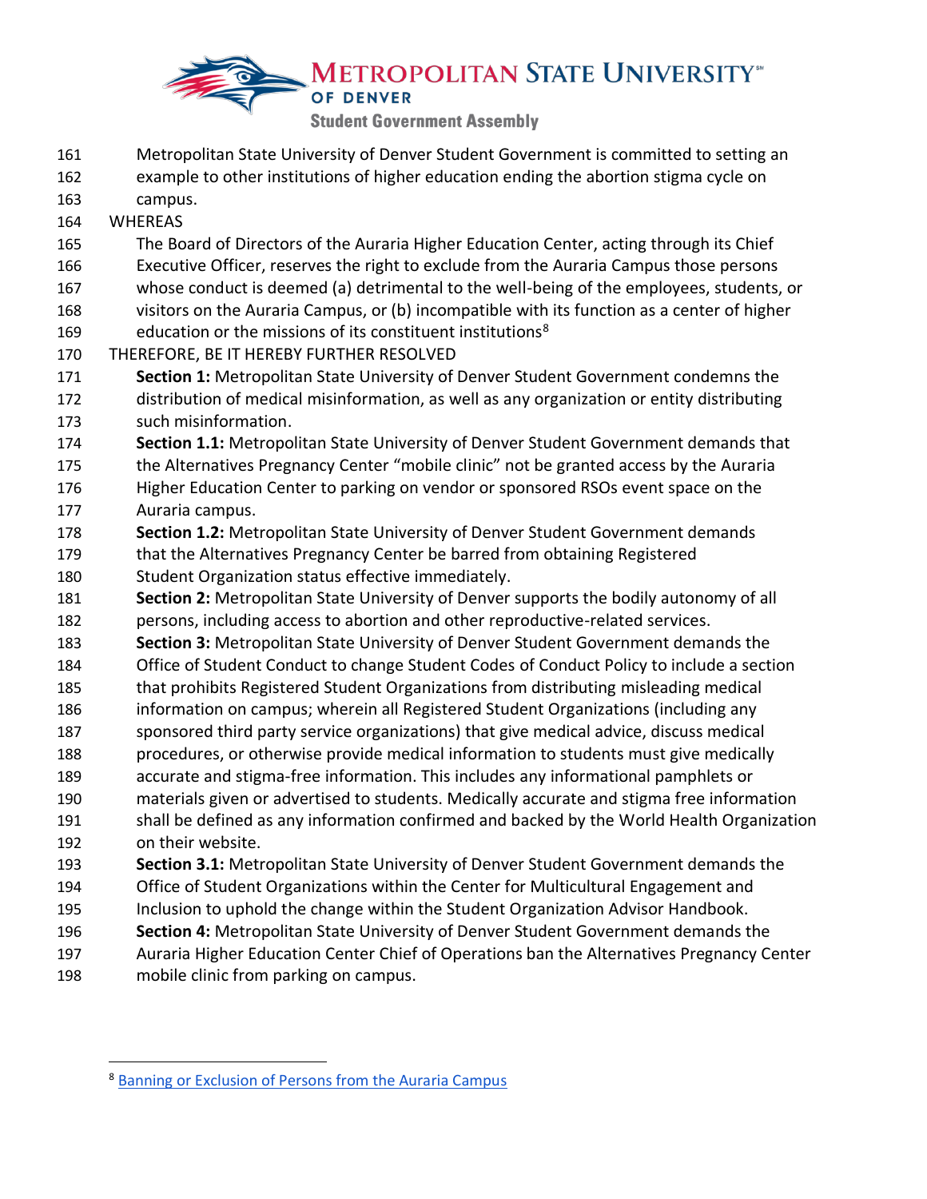Metropolitan State University of Denver Student Government is committed to setting an example to other institutions of higher education ending the abortion stigma cycle on campus.

WHEREAS

The Board of Directors of the Auraria Higher Education Center, acting through its Chief Executive Officer, reserves the right to exclude from the Auraria Campus those persons whose conduct is deemed (a) detrimental to the well-being of the employees, students, or visitors on the Auraria Campus, or (b) incompatible with its function as a center of higher education or the missions of its constituent institutions[8]

THEREFORE, BE IT HEREBY FURTHER RESOLVED

**Section 1:** Metropolitan State University of Denver Student Government condemns the distribution of medical misinformation, as well as any organization or entity distributing such misinformation.

**Section 1.1:** Metropolitan State University of Denver Student Government demands that the Alternatives Pregnancy Center "mobile clinic" not be granted access by the Auraria Higher Education Center to parking on vendor or sponsored RSOs event space on the Auraria campus.

**Section 1.2:** Metropolitan State University of Denver Student Government demands that the Alternatives Pregnancy Center be barred from obtaining Registered Student Organization status effective immediately.

**Section 2:** Metropolitan State University of Denver supports the bodily autonomy of all persons, including access to abortion and other reproductive-related services.

**Section 3:** Metropolitan State University of Denver Student Government demands the Office of Student Conduct to change Student Codes of Conduct Policy to include a section that prohibits Registered Student Organizations from distributing misleading medical information on campus; wherein all Registered Student Organizations (including any sponsored third party service organizations) that give medical advice, discuss medical procedures, or otherwise provide medical information to students must give medically accurate and stigma-free information. This includes any informational pamphlets or materials given or advertised to students. Medically accurate and stigma free information shall be defined as any information confirmed and backed by the World Health Organization on their website.

**Section 3.1:** Metropolitan State University of Denver Student Government demands the Office of Student Organizations within the Center for Multicultural Engagement and Inclusion to uphold the change within the Student Organization Advisor Handbook.

**Section 4:** Metropolitan State University of Denver Student Government demands the Auraria Higher Education Center Chief of Operations ban the Alternatives Pregnancy Center mobile clinic from parking on campus.

---

[8] Banning or Exclusion of Persons from the Auraria Campus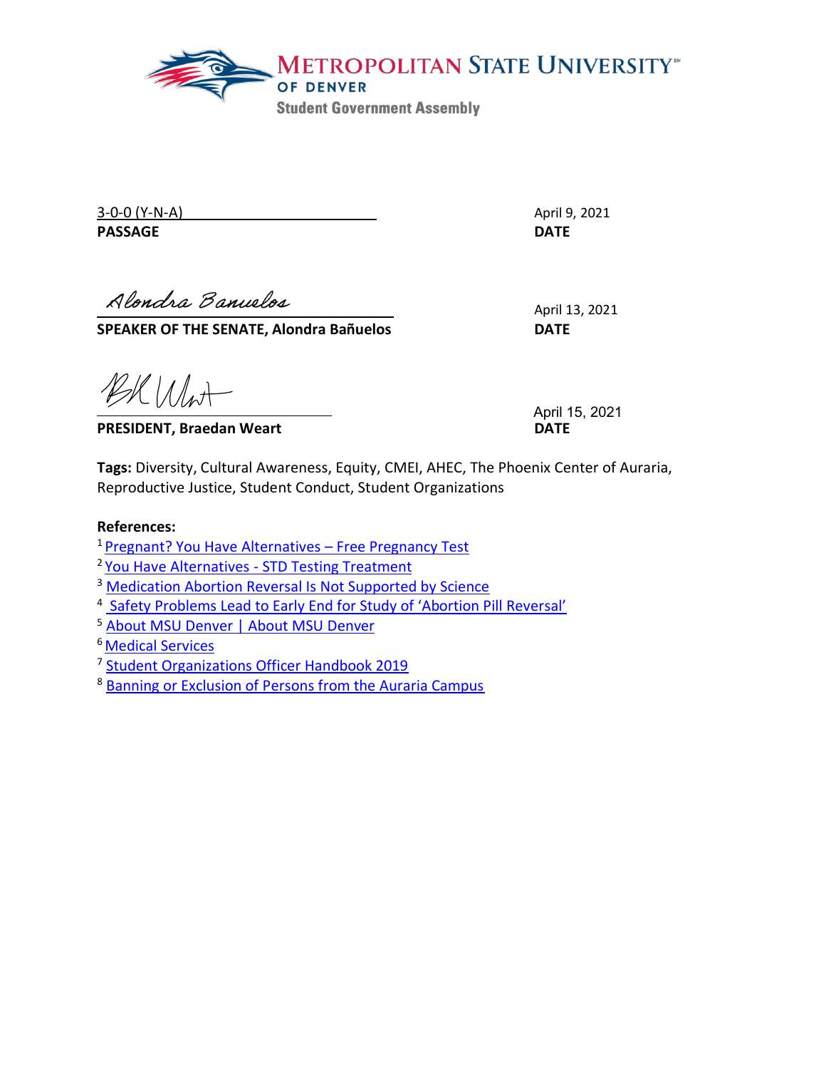METROPOLITAN STATE UNIVERSITY OF DENVER
Student Government Assembly

3-0-0 (Y-N-A)
**PASSAGE**

April 9, 2021
**DATE**

Alondra Banuelos
**SPEAKER OF THE SENATE, Alondra Bañuelos**

April 13, 2021
**DATE**

**PRESIDENT, Braedan Weart**

April 15, 2021
**DATE**

**Tags:** Diversity, Cultural Awareness, Equity, CMEI, AHEC, The Phoenix Center of Auraria, Reproductive Justice, Student Conduct, Student Organizations

**References:**

[1] Pregnant? You Have Alternatives – Free Pregnancy Test
[2] You Have Alternatives - STD Testing Treatment
[3] Medication Abortion Reversal Is Not Supported by Science
[4] Safety Problems Lead to Early End for Study of 'Abortion Pill Reversal'
[5] About MSU Denver | About MSU Denver
[6] Medical Services
[7] Student Organizations Officer Handbook 2019
[8] Banning or Exclusion of Persons from the Auraria Campus